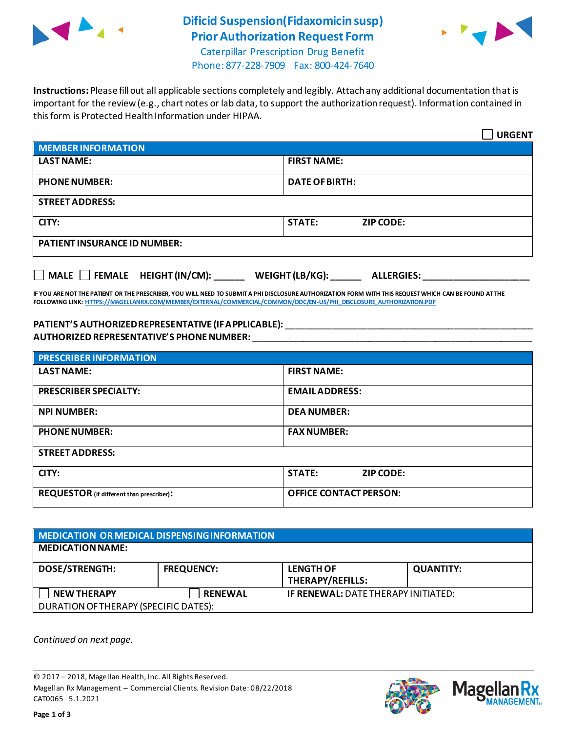# Dificid Suspension(Fidaxomicin susp) Prior Authorization Request Form

Caterpillar Prescription Drug Benefit
Phone: 877-228-7909 Fax: 800-424-7640

**Instructions:** Please fill out all applicable sections completely and legibly. Attach any additional documentation that is important for the review (e.g., chart notes or lab data, to support the authorization request). Information contained in this form is Protected Health Information under HIPAA.

☐ **URGENT**

| **MEMBER INFORMATION** | |
|---|---|
| **LAST NAME:** | **FIRST NAME:** |
| **PHONE NUMBER:** | **DATE OF BIRTH:** |
| **STREET ADDRESS:** | |
| **CITY:** | **STATE:** **ZIP CODE:** |
| **PATIENT INSURANCE ID NUMBER:** | |

☐ **MALE** ☐ **FEMALE** **HEIGHT (IN/CM):** ______ **WEIGHT (LB/KG):** ______ **ALLERGIES:** ____________________

**IF YOU ARE NOT THE PATIENT OR THE PRESCRIBER, YOU WILL NEED TO SUBMIT A PHI DISCLOSURE AUTHORIZATION FORM WITH THIS REQUEST WHICH CAN BE FOUND AT THE FOLLOWING LINK:** HTTPS://MAGELLANRX.COM/MEMBER/EXTERNAL/COMMERCIAL/COMMON/DOC/EN-US/PHI_DISCLOSURE_AUTHORIZATION.PDF

**PATIENT'S AUTHORIZED REPRESENTATIVE (IF APPLICABLE):** ____________________________________________
**AUTHORIZED REPRESENTATIVE'S PHONE NUMBER:** ____________________________________________

| **PRESCRIBER INFORMATION** | |
|---|---|
| **LAST NAME:** | **FIRST NAME:** |
| **PRESCRIBER SPECIALTY:** | **EMAIL ADDRESS:** |
| **NPI NUMBER:** | **DEA NUMBER:** |
| **PHONE NUMBER:** | **FAX NUMBER:** |
| **STREET ADDRESS:** | |
| **CITY:** | **STATE:** **ZIP CODE:** |
| **REQUESTOR** (if different than prescriber)**:** | **OFFICE CONTACT PERSON:** |

| **MEDICATION OR MEDICAL DISPENSING INFORMATION** | | | |
|---|---|---|---|
| **MEDICATION NAME:** | | | |
| **DOSE/STRENGTH:** | **FREQUENCY:** | **LENGTH OF THERAPY/REFILLS:** | **QUANTITY:** |
| ☐ **NEW THERAPY** | ☐ **RENEWAL** | **IF RENEWAL:** DATE THERAPY INITIATED: | |
| DURATION OF THERAPY (SPECIFIC DATES): | | | |

*Continued on next page.*

© 2017 – 2018, Magellan Health, Inc. All Rights Reserved.
Magellan Rx Management – Commercial Clients. Revision Date: 08/22/2018
CAT0065 5.1.2021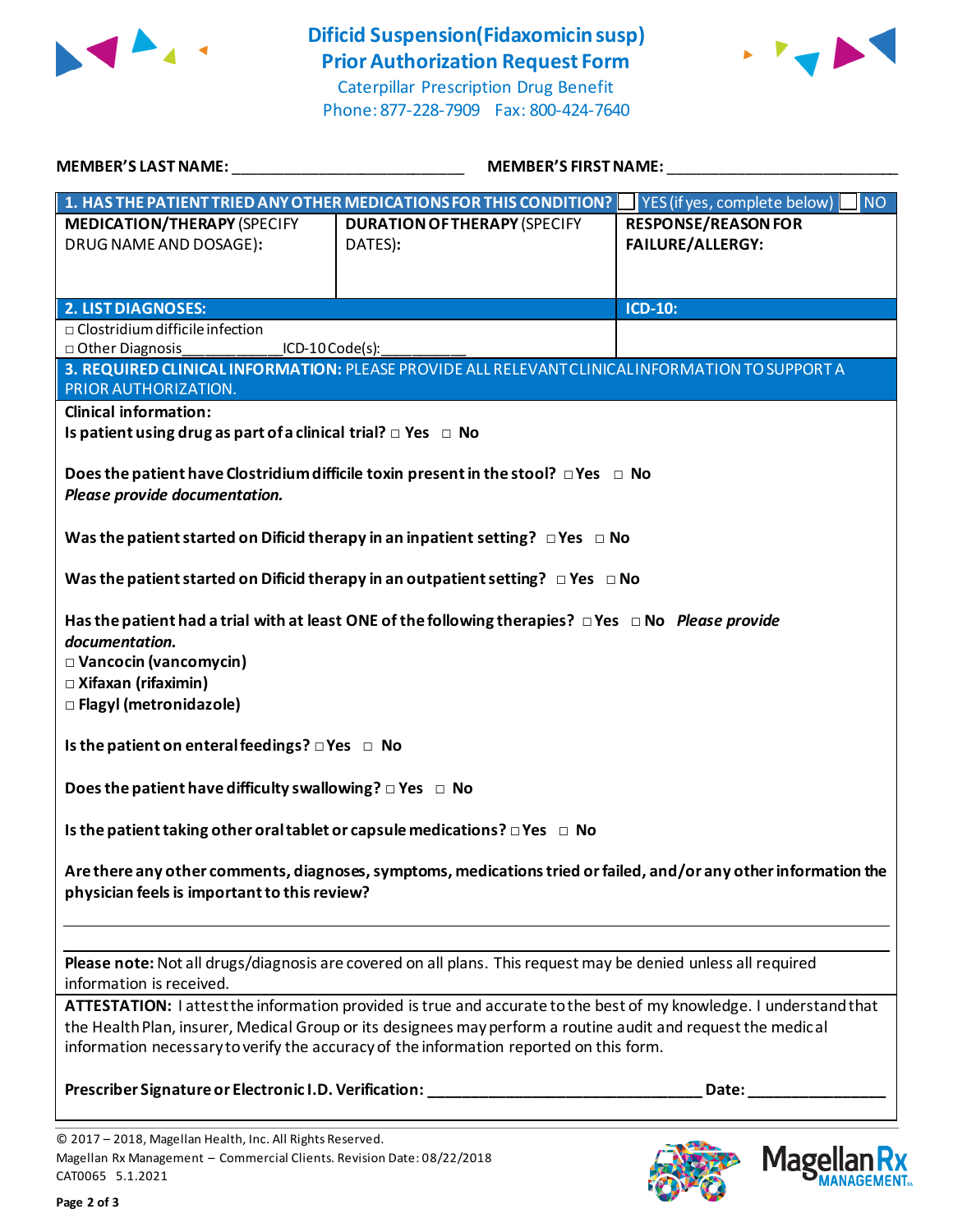# Dificid Suspension(Fidaxomicin susp) Prior Authorization Request Form

Caterpillar Prescription Drug Benefit
Phone: 877-228-7909 Fax: 800-424-7640

**MEMBER'S LAST NAME:** ___________________________ **MEMBER'S FIRST NAME:** ___________________________

| **1. HAS THE PATIENT TRIED ANY OTHER MEDICATIONS FOR THIS CONDITION?** | | ☐ YES (if yes, complete below) ☐ NO |
|---|---|---|
| **MEDICATION/THERAPY** (SPECIFY DRUG NAME AND DOSAGE): | **DURATION OF THERAPY** (SPECIFY DATES): | **RESPONSE/REASON FOR FAILURE/ALLERGY:** |

| **2. LIST DIAGNOSES:** | **ICD-10:** |
|---|---|
| □ Clostridium difficile infection<br>□ Other Diagnosis___________ICD-10 Code(s):__________ | |

**3. REQUIRED CLINICAL INFORMATION:** PLEASE PROVIDE ALL RELEVANT CLINICAL INFORMATION TO SUPPORT A PRIOR AUTHORIZATION.

**Clinical information:**

**Is patient using drug as part of a clinical trial?** □ **Yes** □ **No**

**Does the patient have Clostridium difficile toxin present in the stool?** □ **Yes** □ **No**
***Please provide documentation.***

**Was the patient started on Dificid therapy in an inpatient setting?** □ **Yes** □ **No**

**Was the patient started on Dificid therapy in an outpatient setting?** □ **Yes** □ **No**

**Has the patient had a trial with at least ONE of the following therapies?** □ **Yes** □ **No** ***Please provide documentation.***
□ **Vancocin (vancomycin)**
□ **Xifaxan (rifaximin)**
□ **Flagyl (metronidazole)**

**Is the patient on enteral feedings?** □ **Yes** □ **No**

**Does the patient have difficulty swallowing?** □ **Yes** □ **No**

**Is the patient taking other oral tablet or capsule medications?** □ **Yes** □ **No**

**Are there any other comments, diagnoses, symptoms, medications tried or failed, and/or any other information the physician feels is important to this review?**

___________________________________________________________________________

**Please note:** Not all drugs/diagnosis are covered on all plans. This request may be denied unless all required information is received.

**ATTESTATION:** I attest the information provided is true and accurate to the best of my knowledge. I understand that the Health Plan, insurer, Medical Group or its designees may perform a routine audit and request the medical information necessary to verify the accuracy of the information reported on this form.

**Prescriber Signature or Electronic I.D. Verification:** _______________________________ **Date:** ________________

© 2017 – 2018, Magellan Health, Inc. All Rights Reserved.
Magellan Rx Management – Commercial Clients. Revision Date: 08/22/2018
CAT0065 5.1.2021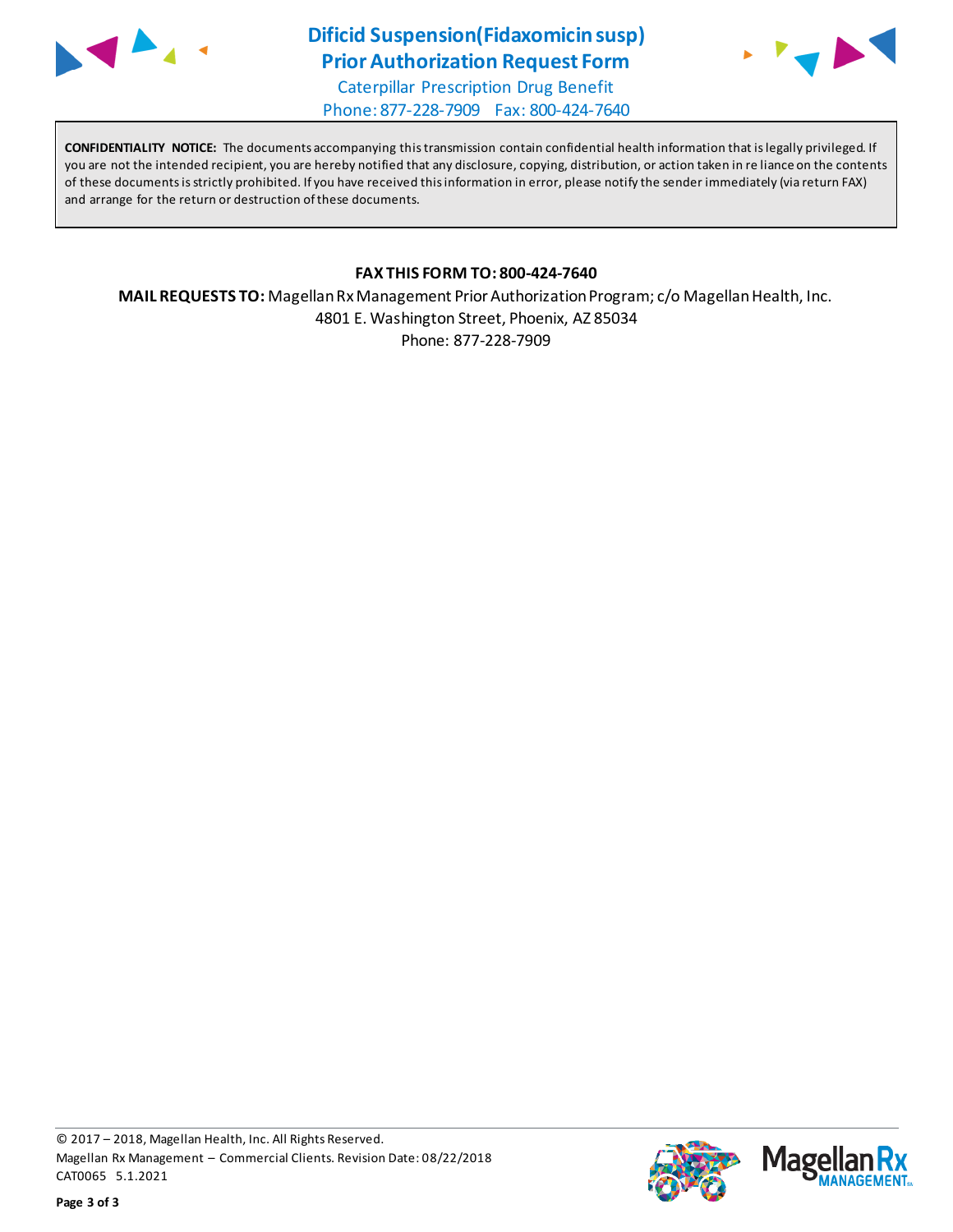# Dificid Suspension(Fidaxomicin susp)
# Prior Authorization Request Form

Caterpillar Prescription Drug Benefit
Phone: 877-228-7909  Fax: 800-424-7640

**CONFIDENTIALITY NOTICE:** The documents accompanying this transmission contain confidential health information that is legally privileged. If you are not the intended recipient, you are hereby notified that any disclosure, copying, distribution, or action taken in reliance on the contents of these documents is strictly prohibited. If you have received this information in error, please notify the sender immediately (via return FAX) and arrange for the return or destruction of these documents.

**FAX THIS FORM TO: 800-424-7640**

**MAIL REQUESTS TO:** Magellan Rx Management Prior Authorization Program; c/o Magellan Health, Inc.
4801 E. Washington Street, Phoenix, AZ 85034
Phone: 877-228-7909

© 2017 – 2018, Magellan Health, Inc. All Rights Reserved.
Magellan Rx Management – Commercial Clients. Revision Date: 08/22/2018
CAT0065 5.1.2021